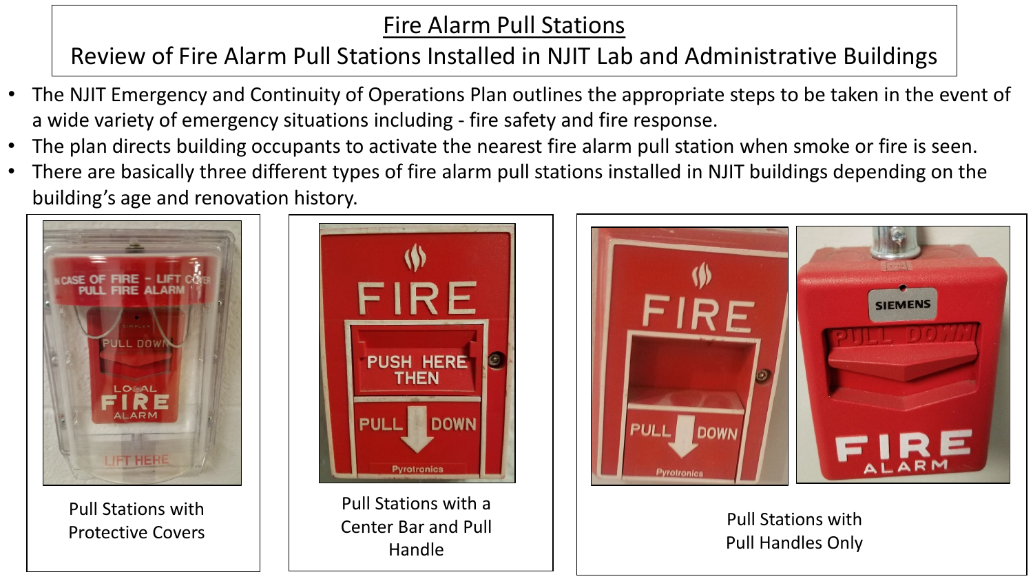# Fire Alarm Pull Stations

## Review of Fire Alarm Pull Stations Installed in NJIT Lab and Administrative Buildings

- The NJIT Emergency and Continuity of Operations Plan outlines the appropriate steps to be taken in the event of a wide variety of emergency situations including - fire safety and fire response.
- The plan directs building occupants to activate the nearest fire alarm pull station when smoke or fire is seen.
- There are basically three different types of fire alarm pull stations installed in NJIT buildings depending on the building's age and renovation history.

Pull Stations with Protective Covers

Pull Stations with a Center Bar and Pull Handle

Pull Stations with Pull Handles Only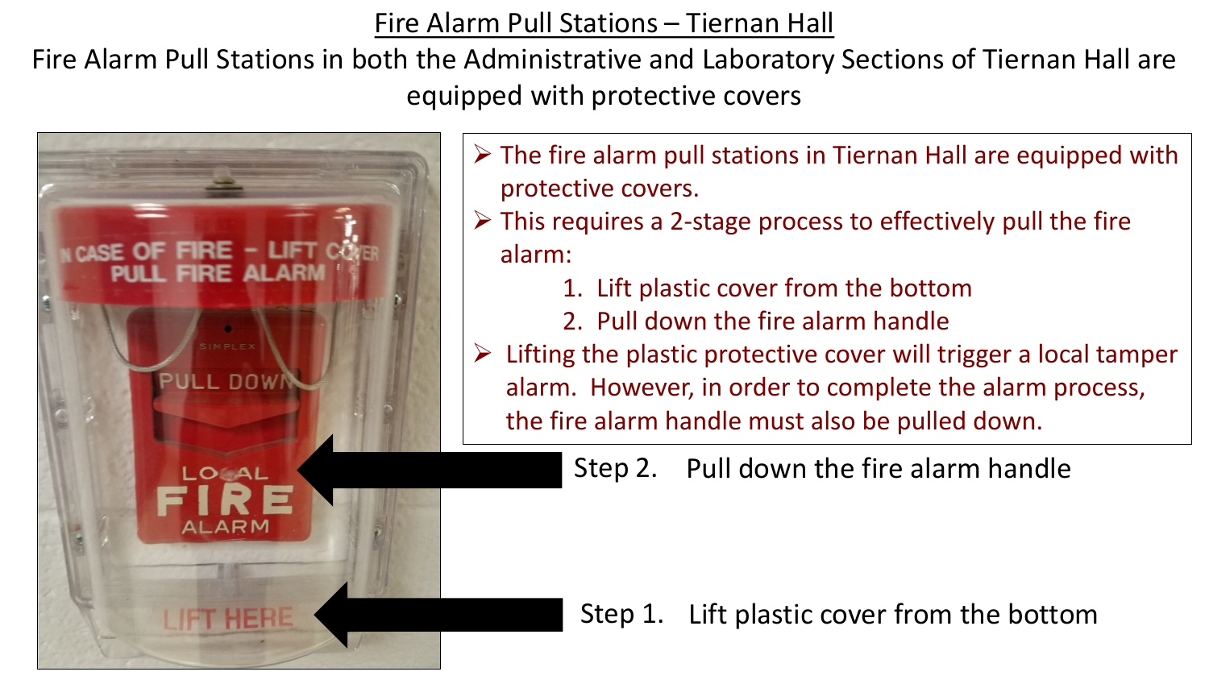# Fire Alarm Pull Stations – Tiernan Hall

Fire Alarm Pull Stations in both the Administrative and Laboratory Sections of Tiernan Hall are equipped with protective covers

- The fire alarm pull stations in Tiernan Hall are equipped with protective covers.
- This requires a 2-stage process to effectively pull the fire alarm:
  1. Lift plastic cover from the bottom
  2. Pull down the fire alarm handle
- Lifting the plastic protective cover will trigger a local tamper alarm. However, in order to complete the alarm process, the fire alarm handle must also be pulled down.

Step 2. Pull down the fire alarm handle

Step 1. Lift plastic cover from the bottom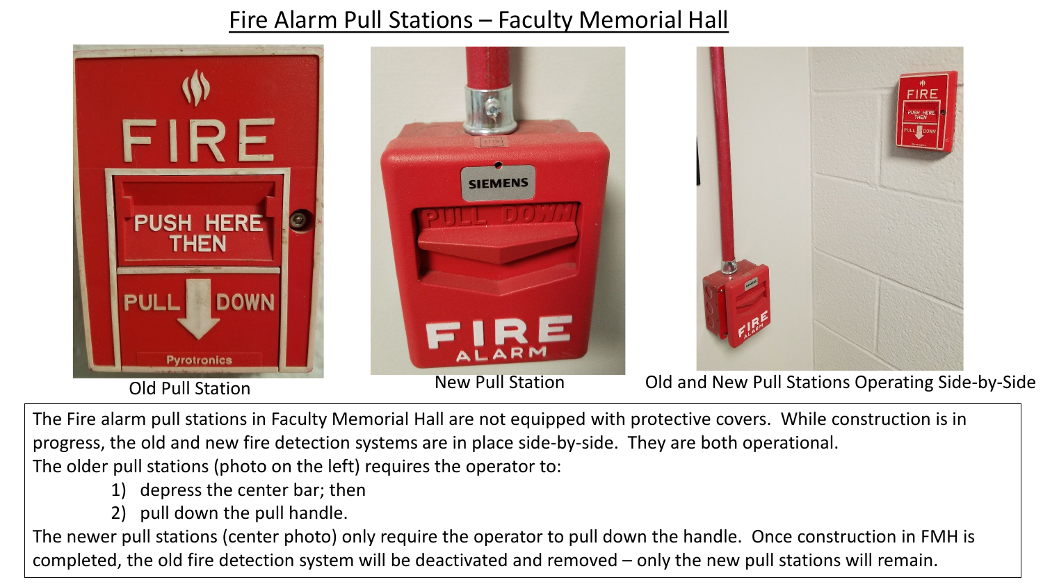# Fire Alarm Pull Stations – Faculty Memorial Hall

Old Pull Station

New Pull Station

Old and New Pull Stations Operating Side-by-Side

The Fire alarm pull stations in Faculty Memorial Hall are not equipped with protective covers. While construction is in progress, the old and new fire detection systems are in place side-by-side. They are both operational.

The older pull stations (photo on the left) requires the operator to:

1) depress the center bar; then
2) pull down the pull handle.

The newer pull stations (center photo) only require the operator to pull down the handle. Once construction in FMH is completed, the old fire detection system will be deactivated and removed – only the new pull stations will remain.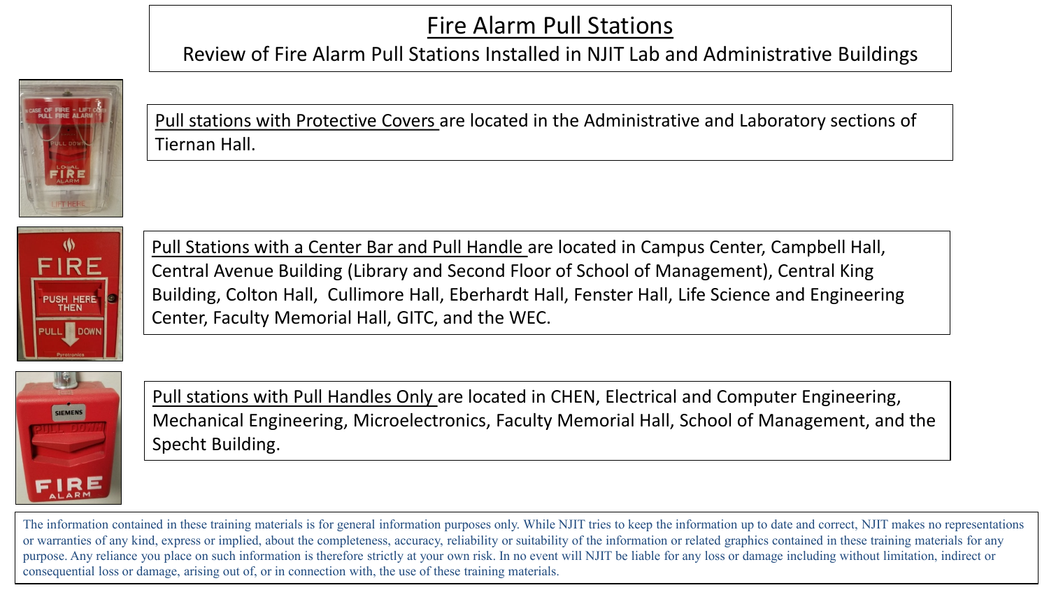# Fire Alarm Pull Stations

Review of Fire Alarm Pull Stations Installed in NJIT Lab and Administrative Buildings

Pull stations with Protective Covers are located in the Administrative and Laboratory sections of Tiernan Hall.

Pull Stations with a Center Bar and Pull Handle are located in Campus Center, Campbell Hall, Central Avenue Building (Library and Second Floor of School of Management), Central King Building, Colton Hall, Cullimore Hall, Eberhardt Hall, Fenster Hall, Life Science and Engineering Center, Faculty Memorial Hall, GITC, and the WEC.

Pull stations with Pull Handles Only are located in CHEN, Electrical and Computer Engineering, Mechanical Engineering, Microelectronics, Faculty Memorial Hall, School of Management, and the Specht Building.

The information contained in these training materials is for general information purposes only. While NJIT tries to keep the information up to date and correct, NJIT makes no representations or warranties of any kind, express or implied, about the completeness, accuracy, reliability or suitability of the information or related graphics contained in these training materials for any purpose. Any reliance you place on such information is therefore strictly at your own risk. In no event will NJIT be liable for any loss or damage including without limitation, indirect or consequential loss or damage, arising out of, or in connection with, the use of these training materials.